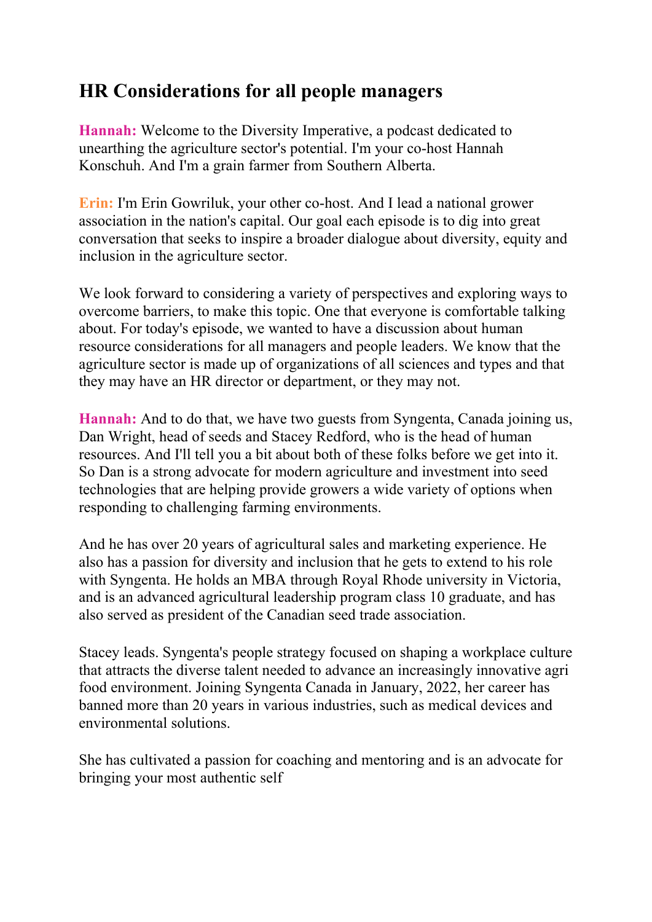# HR Considerations for all people managers

**Hannah:** Welcome to the Diversity Imperative, a podcast dedicated to unearthing the agriculture sector's potential. I'm your co-host Hannah Konschuh. And I'm a grain farmer from Southern Alberta.

**Erin:** I'm Erin Gowriluk, your other co-host. And I lead a national grower association in the nation's capital. Our goal each episode is to dig into great conversation that seeks to inspire a broader dialogue about diversity, equity and inclusion in the agriculture sector.

We look forward to considering a variety of perspectives and exploring ways to overcome barriers, to make this topic. One that everyone is comfortable talking about. For today's episode, we wanted to have a discussion about human resource considerations for all managers and people leaders. We know that the agriculture sector is made up of organizations of all sciences and types and that they may have an HR director or department, or they may not.

**Hannah:** And to do that, we have two guests from Syngenta, Canada joining us, Dan Wright, head of seeds and Stacey Redford, who is the head of human resources. And I'll tell you a bit about both of these folks before we get into it. So Dan is a strong advocate for modern agriculture and investment into seed technologies that are helping provide growers a wide variety of options when responding to challenging farming environments.

And he has over 20 years of agricultural sales and marketing experience. He also has a passion for diversity and inclusion that he gets to extend to his role with Syngenta. He holds an MBA through Royal Rhode university in Victoria, and is an advanced agricultural leadership program class 10 graduate, and has also served as president of the Canadian seed trade association.

Stacey leads. Syngenta's people strategy focused on shaping a workplace culture that attracts the diverse talent needed to advance an increasingly innovative agri food environment. Joining Syngenta Canada in January, 2022, her career has banned more than 20 years in various industries, such as medical devices and environmental solutions.

She has cultivated a passion for coaching and mentoring and is an advocate for bringing your most authentic self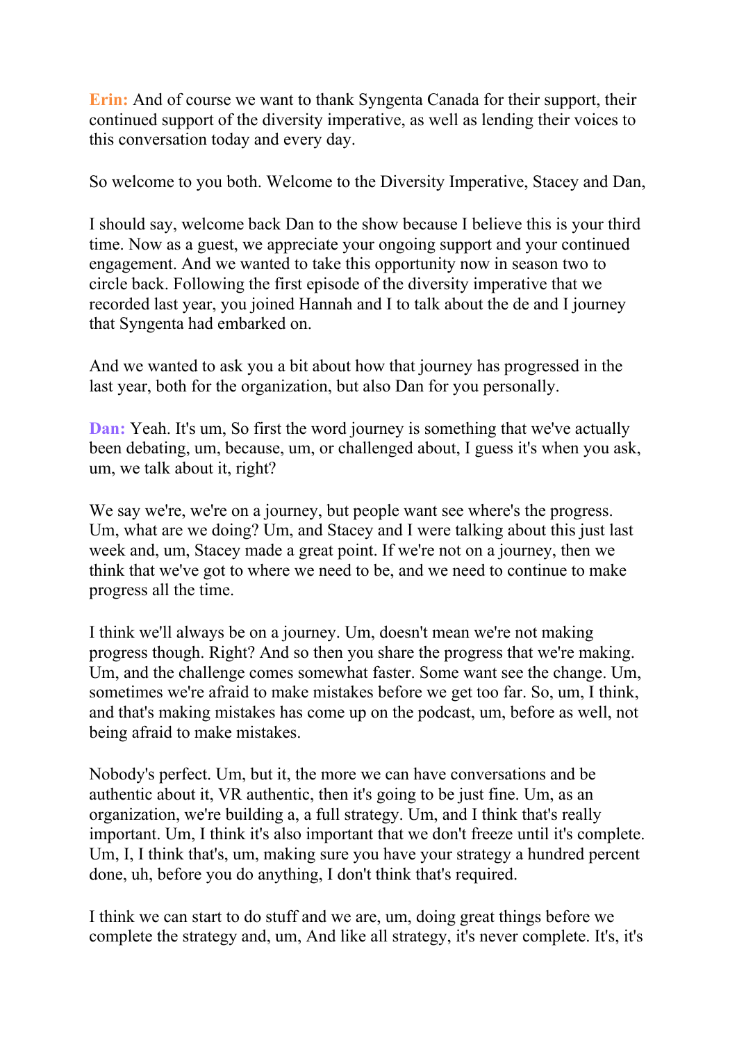**Erin:** And of course we want to thank Syngenta Canada for their support, their continued support of the diversity imperative, as well as lending their voices to this conversation today and every day.

So welcome to you both. Welcome to the Diversity Imperative, Stacey and Dan,

I should say, welcome back Dan to the show because I believe this is your third time. Now as a guest, we appreciate your ongoing support and your continued engagement. And we wanted to take this opportunity now in season two to circle back. Following the first episode of the diversity imperative that we recorded last year, you joined Hannah and I to talk about the de and I journey that Syngenta had embarked on.

And we wanted to ask you a bit about how that journey has progressed in the last year, both for the organization, but also Dan for you personally.

**Dan:** Yeah. It's um, So first the word journey is something that we've actually been debating, um, because, um, or challenged about, I guess it's when you ask, um, we talk about it, right?

We say we're, we're on a journey, but people want see where's the progress. Um, what are we doing? Um, and Stacey and I were talking about this just last week and, um, Stacey made a great point. If we're not on a journey, then we think that we've got to where we need to be, and we need to continue to make progress all the time.

I think we'll always be on a journey. Um, doesn't mean we're not making progress though. Right? And so then you share the progress that we're making. Um, and the challenge comes somewhat faster. Some want see the change. Um, sometimes we're afraid to make mistakes before we get too far. So, um, I think, and that's making mistakes has come up on the podcast, um, before as well, not being afraid to make mistakes.

Nobody's perfect. Um, but it, the more we can have conversations and be authentic about it, VR authentic, then it's going to be just fine. Um, as an organization, we're building a, a full strategy. Um, and I think that's really important. Um, I think it's also important that we don't freeze until it's complete. Um, I, I think that's, um, making sure you have your strategy a hundred percent done, uh, before you do anything, I don't think that's required.

I think we can start to do stuff and we are, um, doing great things before we complete the strategy and, um, And like all strategy, it's never complete. It's, it's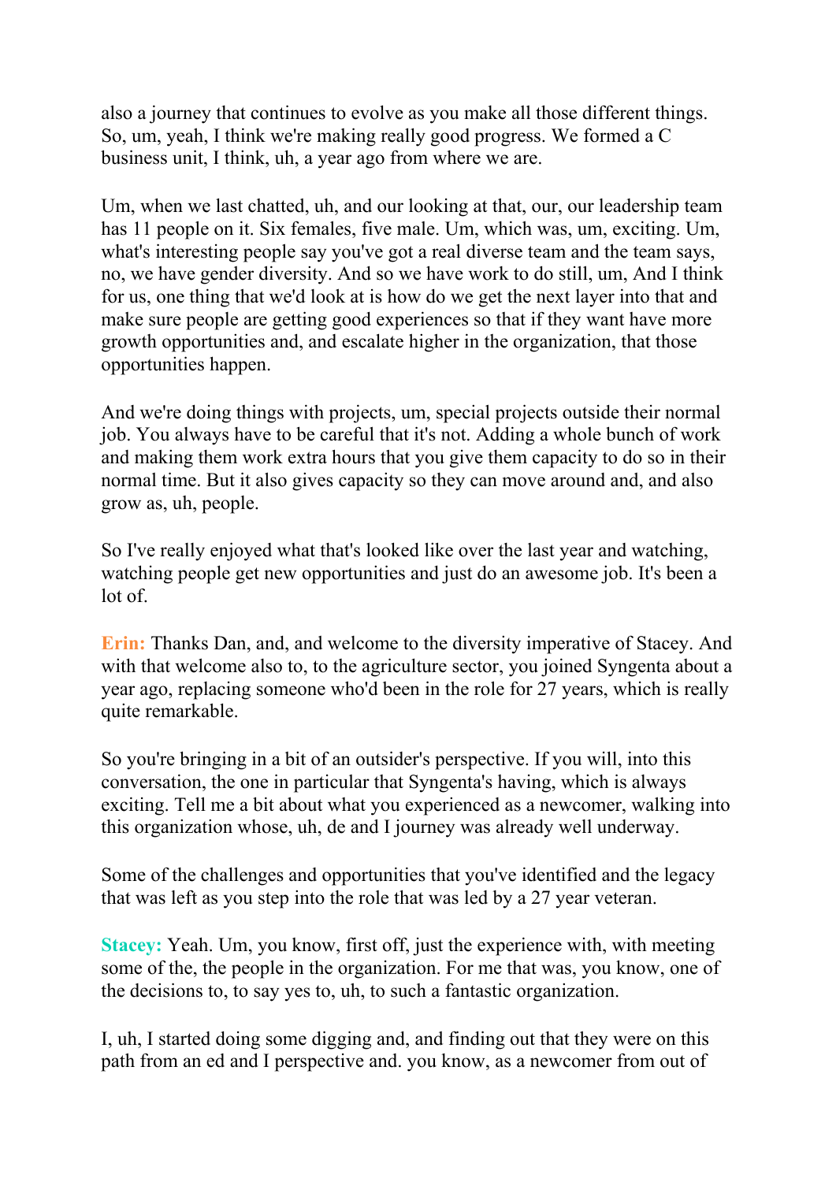also a journey that continues to evolve as you make all those different things. So, um, yeah, I think we're making really good progress. We formed a C business unit, I think, uh, a year ago from where we are.

Um, when we last chatted, uh, and our looking at that, our, our leadership team has 11 people on it. Six females, five male. Um, which was, um, exciting. Um, what's interesting people say you've got a real diverse team and the team says, no, we have gender diversity. And so we have work to do still, um, And I think for us, one thing that we'd look at is how do we get the next layer into that and make sure people are getting good experiences so that if they want have more growth opportunities and, and escalate higher in the organization, that those opportunities happen.

And we're doing things with projects, um, special projects outside their normal job. You always have to be careful that it's not. Adding a whole bunch of work and making them work extra hours that you give them capacity to do so in their normal time. But it also gives capacity so they can move around and, and also grow as, uh, people.

So I've really enjoyed what that's looked like over the last year and watching, watching people get new opportunities and just do an awesome job. It's been a lot of.

**Erin:** Thanks Dan, and, and welcome to the diversity imperative of Stacey. And with that welcome also to, to the agriculture sector, you joined Syngenta about a year ago, replacing someone who'd been in the role for 27 years, which is really quite remarkable.

So you're bringing in a bit of an outsider's perspective. If you will, into this conversation, the one in particular that Syngenta's having, which is always exciting. Tell me a bit about what you experienced as a newcomer, walking into this organization whose, uh, de and I journey was already well underway.

Some of the challenges and opportunities that you've identified and the legacy that was left as you step into the role that was led by a 27 year veteran.

**Stacey:** Yeah. Um, you know, first off, just the experience with, with meeting some of the, the people in the organization. For me that was, you know, one of the decisions to, to say yes to, uh, to such a fantastic organization.

I, uh, I started doing some digging and, and finding out that they were on this path from an ed and I perspective and. you know, as a newcomer from out of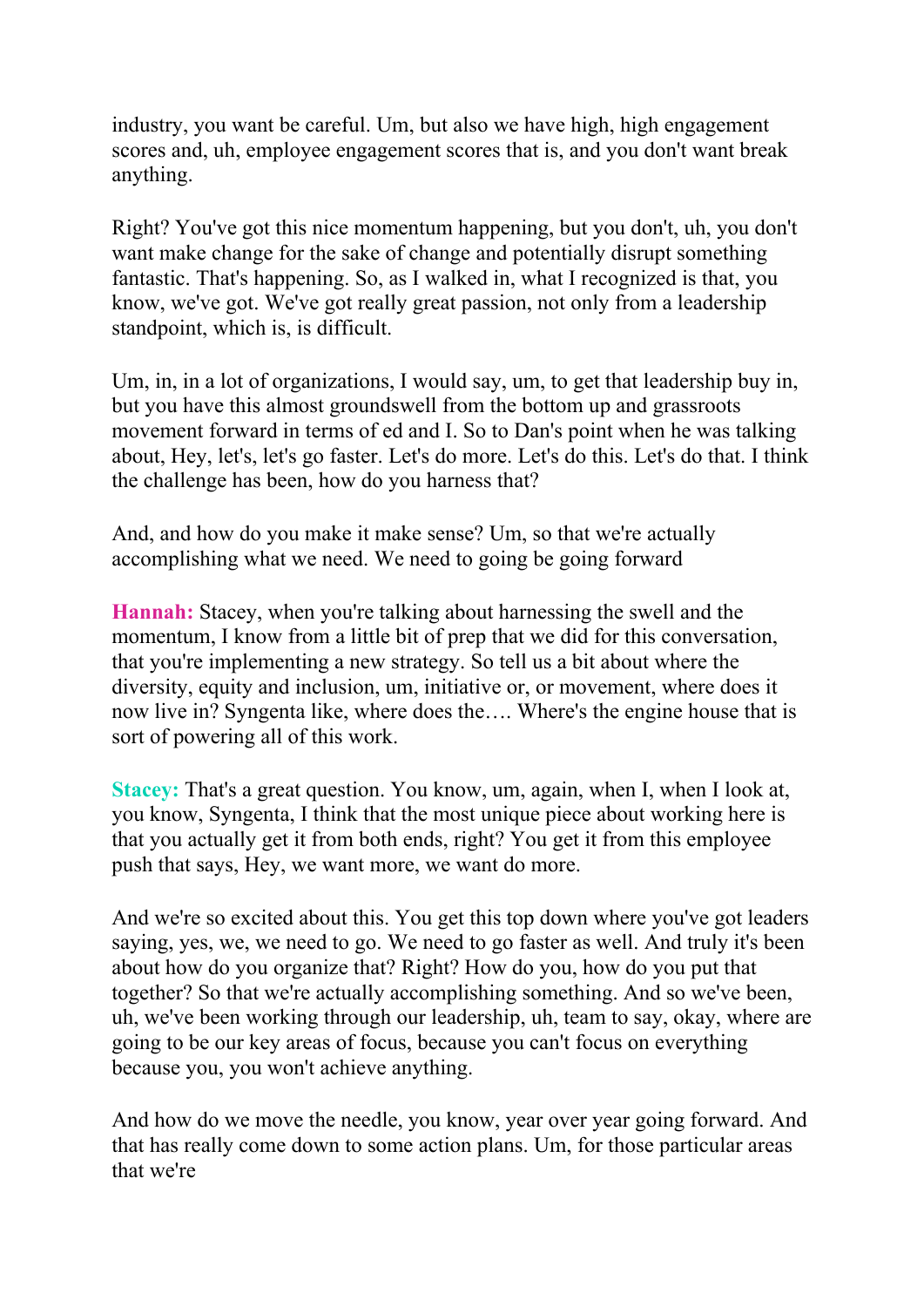industry, you want be careful. Um, but also we have high, high engagement scores and, uh, employee engagement scores that is, and you don't want break anything.

Right? You've got this nice momentum happening, but you don't, uh, you don't want make change for the sake of change and potentially disrupt something fantastic. That's happening. So, as I walked in, what I recognized is that, you know, we've got. We've got really great passion, not only from a leadership standpoint, which is, is difficult.

Um, in, in a lot of organizations, I would say, um, to get that leadership buy in, but you have this almost groundswell from the bottom up and grassroots movement forward in terms of ed and I. So to Dan's point when he was talking about, Hey, let's, let's go faster. Let's do more. Let's do this. Let's do that. I think the challenge has been, how do you harness that?

And, and how do you make it make sense? Um, so that we're actually accomplishing what we need. We need to going be going forward

**Hannah:** Stacey, when you're talking about harnessing the swell and the momentum, I know from a little bit of prep that we did for this conversation, that you're implementing a new strategy. So tell us a bit about where the diversity, equity and inclusion, um, initiative or, or movement, where does it now live in? Syngenta like, where does the…. Where's the engine house that is sort of powering all of this work.

**Stacey:** That's a great question. You know, um, again, when I, when I look at, you know, Syngenta, I think that the most unique piece about working here is that you actually get it from both ends, right? You get it from this employee push that says, Hey, we want more, we want do more.

And we're so excited about this. You get this top down where you've got leaders saying, yes, we, we need to go. We need to go faster as well. And truly it's been about how do you organize that? Right? How do you, how do you put that together? So that we're actually accomplishing something. And so we've been, uh, we've been working through our leadership, uh, team to say, okay, where are going to be our key areas of focus, because you can't focus on everything because you, you won't achieve anything.

And how do we move the needle, you know, year over year going forward. And that has really come down to some action plans. Um, for those particular areas that we're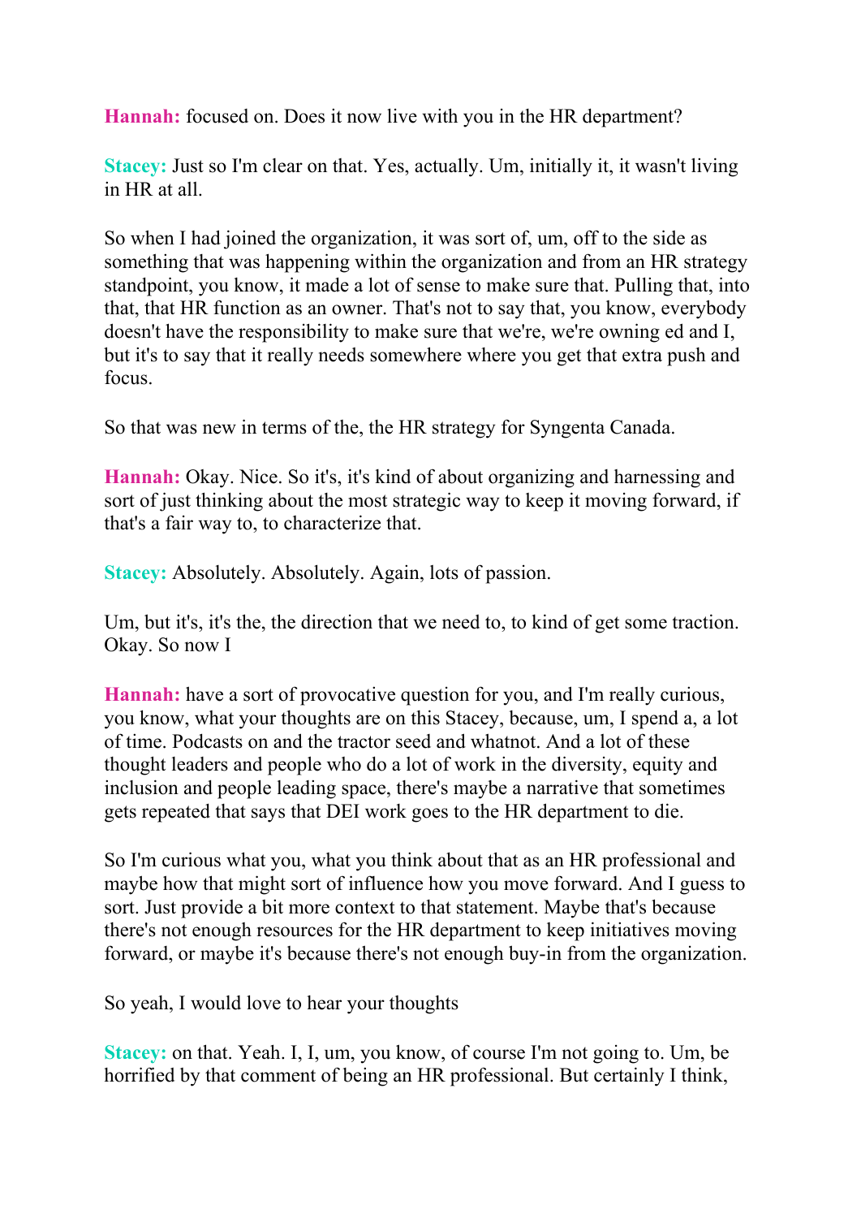**Hannah:** focused on. Does it now live with you in the HR department?

**Stacey:** Just so I'm clear on that. Yes, actually. Um, initially it, it wasn't living in HR at all.

So when I had joined the organization, it was sort of, um, off to the side as something that was happening within the organization and from an HR strategy standpoint, you know, it made a lot of sense to make sure that. Pulling that, into that, that HR function as an owner. That's not to say that, you know, everybody doesn't have the responsibility to make sure that we're, we're owning ed and I, but it's to say that it really needs somewhere where you get that extra push and focus.

So that was new in terms of the, the HR strategy for Syngenta Canada.

**Hannah:** Okay. Nice. So it's, it's kind of about organizing and harnessing and sort of just thinking about the most strategic way to keep it moving forward, if that's a fair way to, to characterize that.

**Stacey:** Absolutely. Absolutely. Again, lots of passion.

Um, but it's, it's the, the direction that we need to, to kind of get some traction. Okay. So now I

**Hannah:** have a sort of provocative question for you, and I'm really curious, you know, what your thoughts are on this Stacey, because, um, I spend a, a lot of time. Podcasts on and the tractor seed and whatnot. And a lot of these thought leaders and people who do a lot of work in the diversity, equity and inclusion and people leading space, there's maybe a narrative that sometimes gets repeated that says that DEI work goes to the HR department to die.

So I'm curious what you, what you think about that as an HR professional and maybe how that might sort of influence how you move forward. And I guess to sort. Just provide a bit more context to that statement. Maybe that's because there's not enough resources for the HR department to keep initiatives moving forward, or maybe it's because there's not enough buy-in from the organization.

So yeah, I would love to hear your thoughts

**Stacey:** on that. Yeah. I, I, um, you know, of course I'm not going to. Um, be horrified by that comment of being an HR professional. But certainly I think,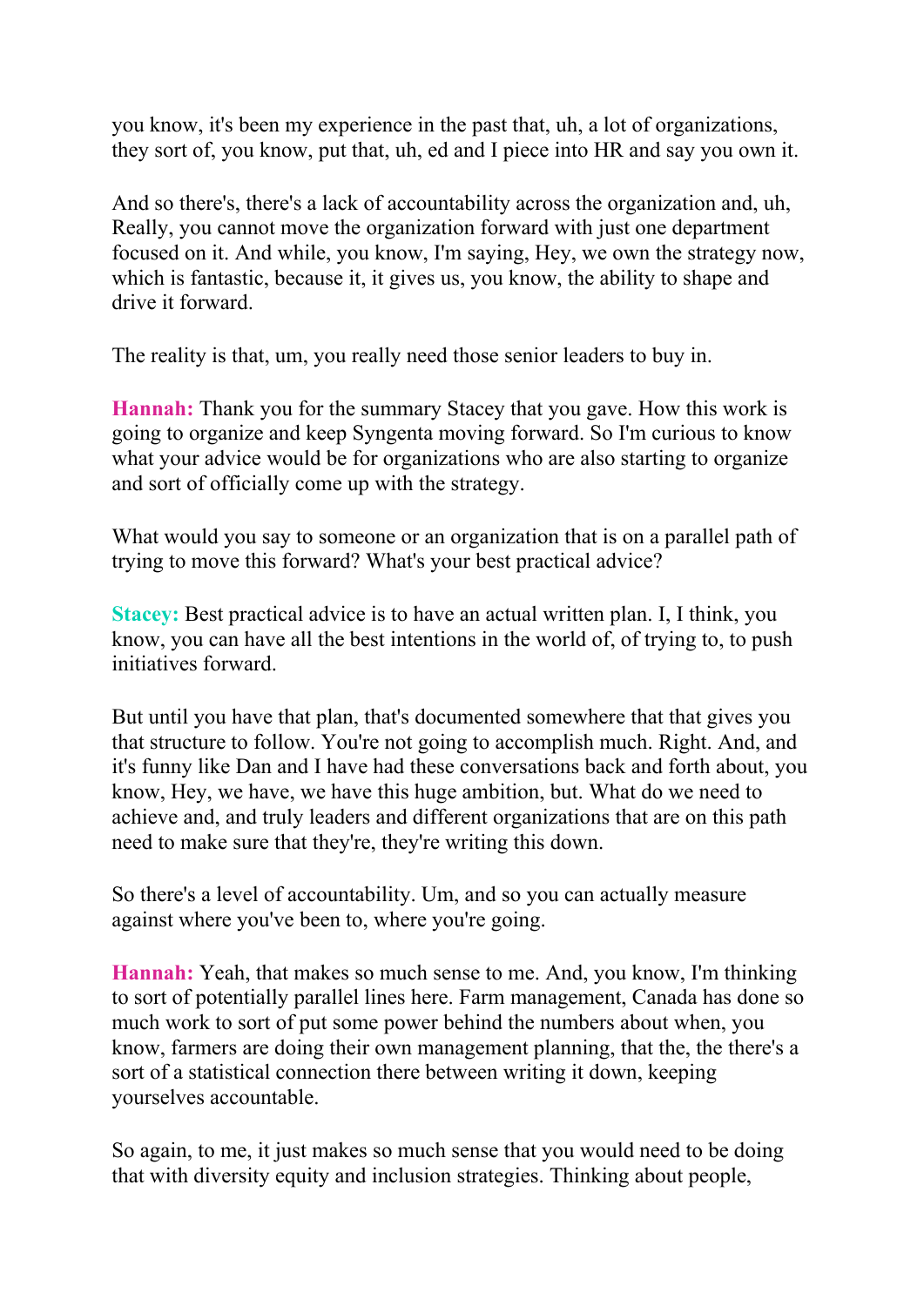you know, it's been my experience in the past that, uh, a lot of organizations, they sort of, you know, put that, uh, ed and I piece into HR and say you own it.

And so there's, there's a lack of accountability across the organization and, uh, Really, you cannot move the organization forward with just one department focused on it. And while, you know, I'm saying, Hey, we own the strategy now, which is fantastic, because it, it gives us, you know, the ability to shape and drive it forward.

The reality is that, um, you really need those senior leaders to buy in.

**Hannah:** Thank you for the summary Stacey that you gave. How this work is going to organize and keep Syngenta moving forward. So I'm curious to know what your advice would be for organizations who are also starting to organize and sort of officially come up with the strategy.

What would you say to someone or an organization that is on a parallel path of trying to move this forward? What's your best practical advice?

**Stacey:** Best practical advice is to have an actual written plan. I, I think, you know, you can have all the best intentions in the world of, of trying to, to push initiatives forward.

But until you have that plan, that's documented somewhere that that gives you that structure to follow. You're not going to accomplish much. Right. And, and it's funny like Dan and I have had these conversations back and forth about, you know, Hey, we have, we have this huge ambition, but. What do we need to achieve and, and truly leaders and different organizations that are on this path need to make sure that they're, they're writing this down.

So there's a level of accountability. Um, and so you can actually measure against where you've been to, where you're going.

**Hannah:** Yeah, that makes so much sense to me. And, you know, I'm thinking to sort of potentially parallel lines here. Farm management, Canada has done so much work to sort of put some power behind the numbers about when, you know, farmers are doing their own management planning, that the, the there's a sort of a statistical connection there between writing it down, keeping yourselves accountable.

So again, to me, it just makes so much sense that you would need to be doing that with diversity equity and inclusion strategies. Thinking about people,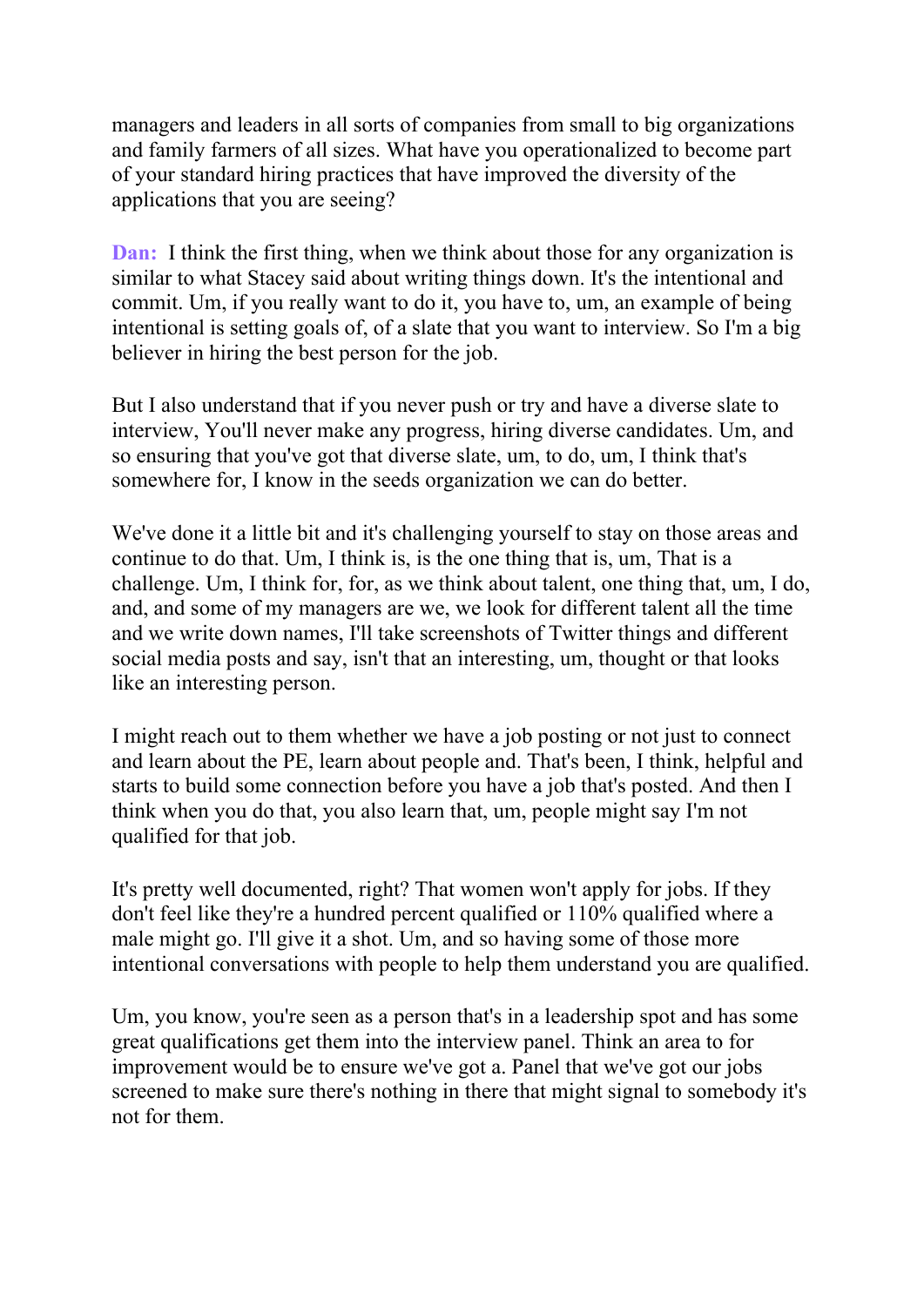managers and leaders in all sorts of companies from small to big organizations and family farmers of all sizes. What have you operationalized to become part of your standard hiring practices that have improved the diversity of the applications that you are seeing?

**Dan:** I think the first thing, when we think about those for any organization is similar to what Stacey said about writing things down. It's the intentional and commit. Um, if you really want to do it, you have to, um, an example of being intentional is setting goals of, of a slate that you want to interview. So I'm a big believer in hiring the best person for the job.

But I also understand that if you never push or try and have a diverse slate to interview, You'll never make any progress, hiring diverse candidates. Um, and so ensuring that you've got that diverse slate, um, to do, um, I think that's somewhere for, I know in the seeds organization we can do better.

We've done it a little bit and it's challenging yourself to stay on those areas and continue to do that. Um, I think is, is the one thing that is, um, That is a challenge. Um, I think for, for, as we think about talent, one thing that, um, I do, and, and some of my managers are we, we look for different talent all the time and we write down names, I'll take screenshots of Twitter things and different social media posts and say, isn't that an interesting, um, thought or that looks like an interesting person.

I might reach out to them whether we have a job posting or not just to connect and learn about the PE, learn about people and. That's been, I think, helpful and starts to build some connection before you have a job that's posted. And then I think when you do that, you also learn that, um, people might say I'm not qualified for that job.

It's pretty well documented, right? That women won't apply for jobs. If they don't feel like they're a hundred percent qualified or 110% qualified where a male might go. I'll give it a shot. Um, and so having some of those more intentional conversations with people to help them understand you are qualified.

Um, you know, you're seen as a person that's in a leadership spot and has some great qualifications get them into the interview panel. Think an area to for improvement would be to ensure we've got a. Panel that we've got our jobs screened to make sure there's nothing in there that might signal to somebody it's not for them.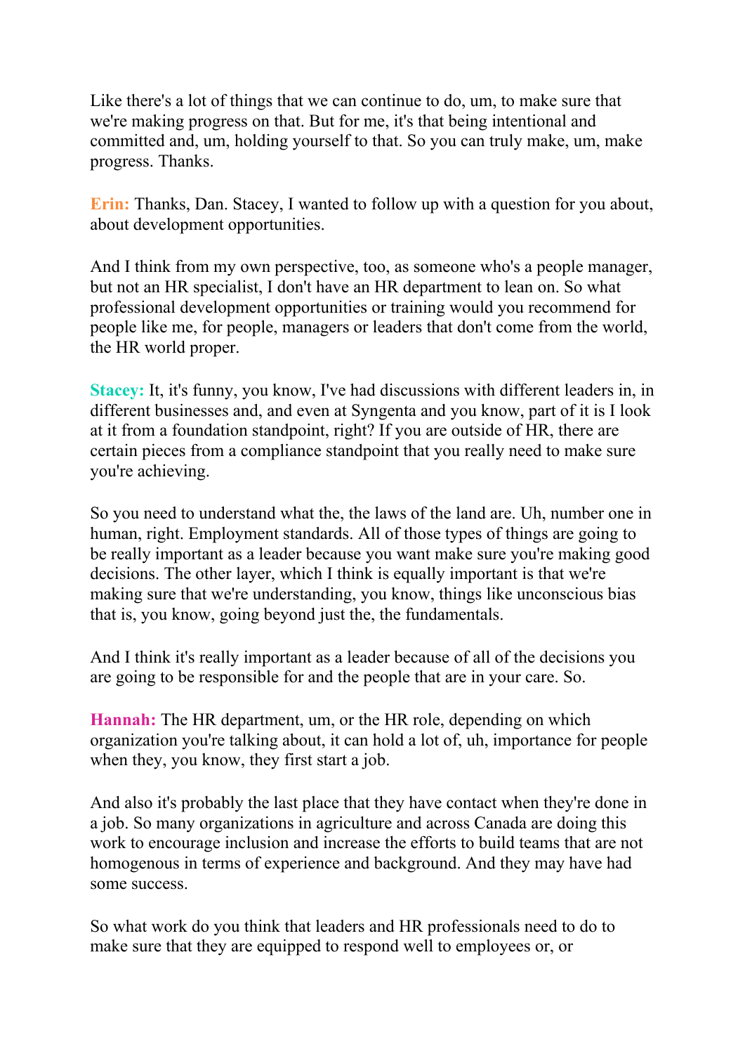Like there's a lot of things that we can continue to do, um, to make sure that we're making progress on that. But for me, it's that being intentional and committed and, um, holding yourself to that. So you can truly make, um, make progress. Thanks.

**Erin:** Thanks, Dan. Stacey, I wanted to follow up with a question for you about, about development opportunities.

And I think from my own perspective, too, as someone who's a people manager, but not an HR specialist, I don't have an HR department to lean on. So what professional development opportunities or training would you recommend for people like me, for people, managers or leaders that don't come from the world, the HR world proper.

**Stacey:** It, it's funny, you know, I've had discussions with different leaders in, in different businesses and, and even at Syngenta and you know, part of it is I look at it from a foundation standpoint, right? If you are outside of HR, there are certain pieces from a compliance standpoint that you really need to make sure you're achieving.

So you need to understand what the, the laws of the land are. Uh, number one in human, right. Employment standards. All of those types of things are going to be really important as a leader because you want make sure you're making good decisions. The other layer, which I think is equally important is that we're making sure that we're understanding, you know, things like unconscious bias that is, you know, going beyond just the, the fundamentals.

And I think it's really important as a leader because of all of the decisions you are going to be responsible for and the people that are in your care. So.

**Hannah:** The HR department, um, or the HR role, depending on which organization you're talking about, it can hold a lot of, uh, importance for people when they, you know, they first start a job.

And also it's probably the last place that they have contact when they're done in a job. So many organizations in agriculture and across Canada are doing this work to encourage inclusion and increase the efforts to build teams that are not homogenous in terms of experience and background. And they may have had some success.

So what work do you think that leaders and HR professionals need to do to make sure that they are equipped to respond well to employees or, or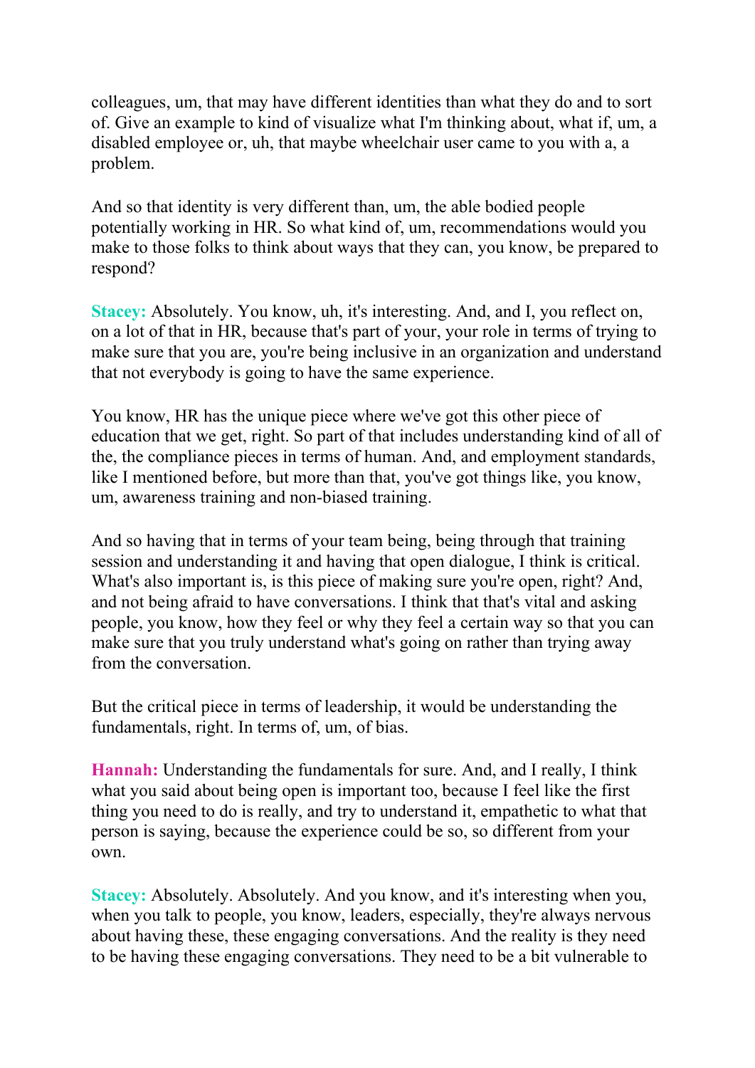colleagues, um, that may have different identities than what they do and to sort of. Give an example to kind of visualize what I'm thinking about, what if, um, a disabled employee or, uh, that maybe wheelchair user came to you with a, a problem.

And so that identity is very different than, um, the able bodied people potentially working in HR. So what kind of, um, recommendations would you make to those folks to think about ways that they can, you know, be prepared to respond?

**Stacey:** Absolutely. You know, uh, it's interesting. And, and I, you reflect on, on a lot of that in HR, because that's part of your, your role in terms of trying to make sure that you are, you're being inclusive in an organization and understand that not everybody is going to have the same experience.

You know, HR has the unique piece where we've got this other piece of education that we get, right. So part of that includes understanding kind of all of the, the compliance pieces in terms of human. And, and employment standards, like I mentioned before, but more than that, you've got things like, you know, um, awareness training and non-biased training.

And so having that in terms of your team being, being through that training session and understanding it and having that open dialogue, I think is critical. What's also important is, is this piece of making sure you're open, right? And, and not being afraid to have conversations. I think that that's vital and asking people, you know, how they feel or why they feel a certain way so that you can make sure that you truly understand what's going on rather than trying away from the conversation.

But the critical piece in terms of leadership, it would be understanding the fundamentals, right. In terms of, um, of bias.

**Hannah:** Understanding the fundamentals for sure. And, and I really, I think what you said about being open is important too, because I feel like the first thing you need to do is really, and try to understand it, empathetic to what that person is saying, because the experience could be so, so different from your own.

**Stacey:** Absolutely. Absolutely. And you know, and it's interesting when you, when you talk to people, you know, leaders, especially, they're always nervous about having these, these engaging conversations. And the reality is they need to be having these engaging conversations. They need to be a bit vulnerable to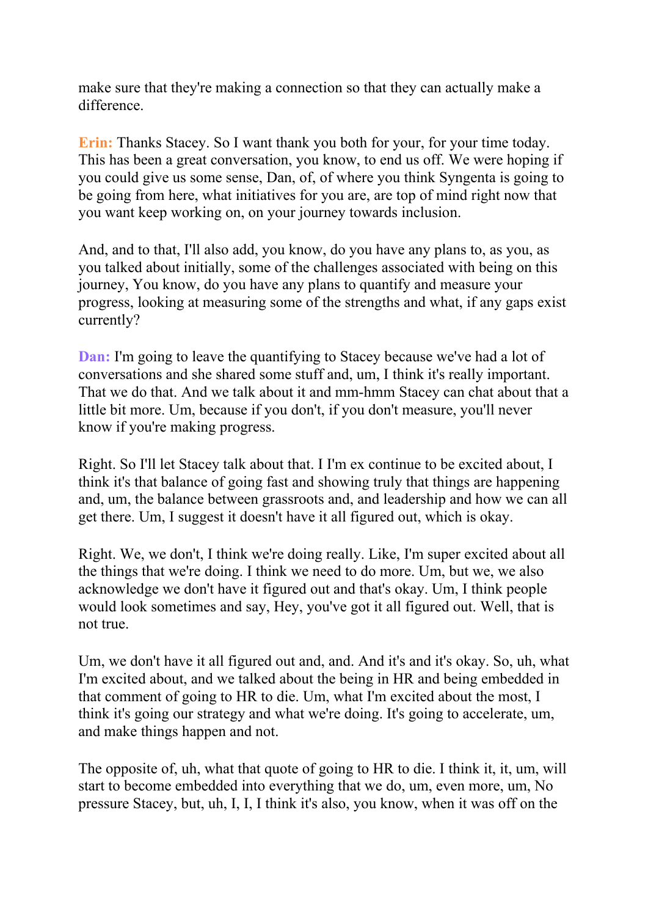make sure that they're making a connection so that they can actually make a difference.

**Erin:** Thanks Stacey. So I want thank you both for your, for your time today. This has been a great conversation, you know, to end us off. We were hoping if you could give us some sense, Dan, of, of where you think Syngenta is going to be going from here, what initiatives for you are, are top of mind right now that you want keep working on, on your journey towards inclusion.

And, and to that, I'll also add, you know, do you have any plans to, as you, as you talked about initially, some of the challenges associated with being on this journey, You know, do you have any plans to quantify and measure your progress, looking at measuring some of the strengths and what, if any gaps exist currently?

**Dan:** I'm going to leave the quantifying to Stacey because we've had a lot of conversations and she shared some stuff and, um, I think it's really important. That we do that. And we talk about it and mm-hmm Stacey can chat about that a little bit more. Um, because if you don't, if you don't measure, you'll never know if you're making progress.

Right. So I'll let Stacey talk about that. I I'm ex continue to be excited about, I think it's that balance of going fast and showing truly that things are happening and, um, the balance between grassroots and, and leadership and how we can all get there. Um, I suggest it doesn't have it all figured out, which is okay.

Right. We, we don't, I think we're doing really. Like, I'm super excited about all the things that we're doing. I think we need to do more. Um, but we, we also acknowledge we don't have it figured out and that's okay. Um, I think people would look sometimes and say, Hey, you've got it all figured out. Well, that is not true.

Um, we don't have it all figured out and, and. And it's and it's okay. So, uh, what I'm excited about, and we talked about the being in HR and being embedded in that comment of going to HR to die. Um, what I'm excited about the most, I think it's going our strategy and what we're doing. It's going to accelerate, um, and make things happen and not.

The opposite of, uh, what that quote of going to HR to die. I think it, it, um, will start to become embedded into everything that we do, um, even more, um, No pressure Stacey, but, uh, I, I, I think it's also, you know, when it was off on the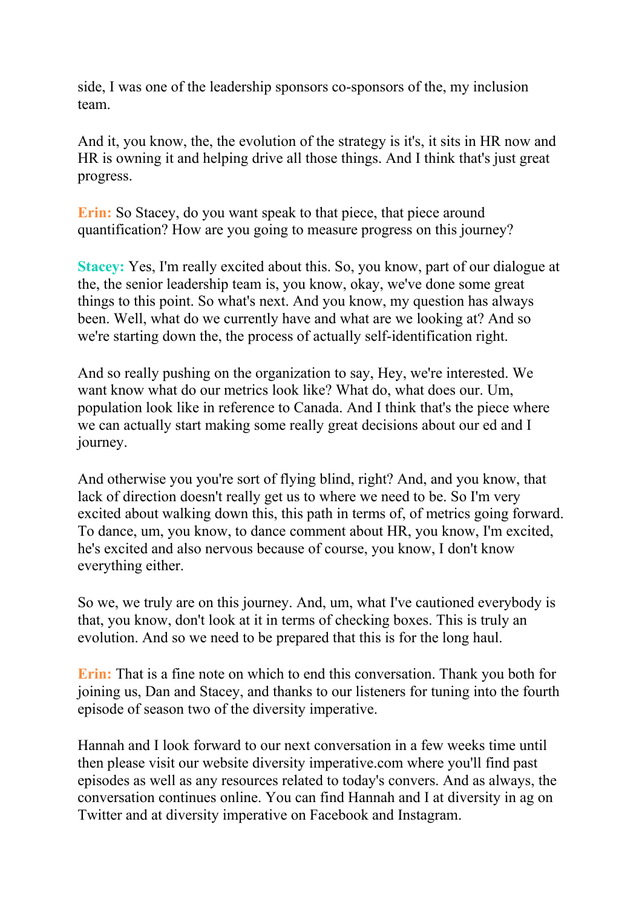side, I was one of the leadership sponsors co-sponsors of the, my inclusion team.

And it, you know, the, the evolution of the strategy is it's, it sits in HR now and HR is owning it and helping drive all those things. And I think that's just great progress.

**Erin:** So Stacey, do you want speak to that piece, that piece around quantification? How are you going to measure progress on this journey?

**Stacey:** Yes, I'm really excited about this. So, you know, part of our dialogue at the, the senior leadership team is, you know, okay, we've done some great things to this point. So what's next. And you know, my question has always been. Well, what do we currently have and what are we looking at? And so we're starting down the, the process of actually self-identification right.

And so really pushing on the organization to say, Hey, we're interested. We want know what do our metrics look like? What do, what does our. Um, population look like in reference to Canada. And I think that's the piece where we can actually start making some really great decisions about our ed and I journey.

And otherwise you you're sort of flying blind, right? And, and you know, that lack of direction doesn't really get us to where we need to be. So I'm very excited about walking down this, this path in terms of, of metrics going forward. To dance, um, you know, to dance comment about HR, you know, I'm excited, he's excited and also nervous because of course, you know, I don't know everything either.

So we, we truly are on this journey. And, um, what I've cautioned everybody is that, you know, don't look at it in terms of checking boxes. This is truly an evolution. And so we need to be prepared that this is for the long haul.

**Erin:** That is a fine note on which to end this conversation. Thank you both for joining us, Dan and Stacey, and thanks to our listeners for tuning into the fourth episode of season two of the diversity imperative.

Hannah and I look forward to our next conversation in a few weeks time until then please visit our website diversity imperative.com where you'll find past episodes as well as any resources related to today's convers. And as always, the conversation continues online. You can find Hannah and I at diversity in ag on Twitter and at diversity imperative on Facebook and Instagram.